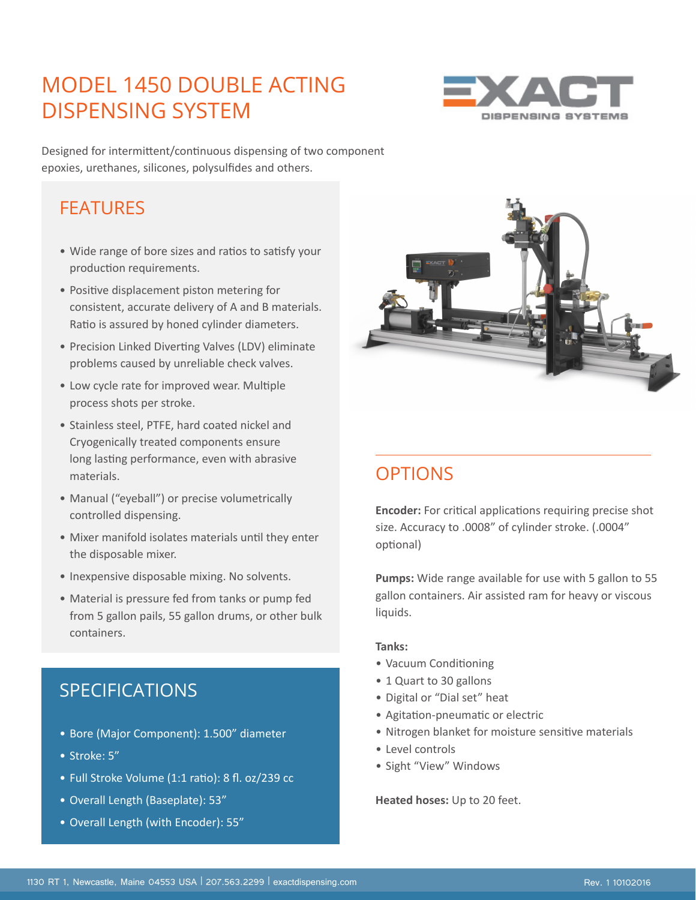# MODEL 1450 DOUBLE ACTING DISPENSING SYSTEM

EXACT DISPENSING SYSTEMS

Designed for intermittent/continuous dispensing of two component epoxies, urethanes, silicones, polysulfides and others.

## FEATURES

- Wide range of bore sizes and ratios to satisfy your production requirements.
- Positive displacement piston metering for consistent, accurate delivery of A and B materials. Ratio is assured by honed cylinder diameters.
- Precision Linked Diverting Valves (LDV) eliminate problems caused by unreliable check valves.
- Low cycle rate for improved wear. Multiple process shots per stroke.
- Stainless steel, PTFE, hard coated nickel and Cryogenically treated components ensure long lasting performance, even with abrasive materials.
- Manual ("eyeball") or precise volumetrically controlled dispensing.
- Mixer manifold isolates materials until they enter the disposable mixer.
- Inexpensive disposable mixing. No solvents.
- Material is pressure fed from tanks or pump fed from 5 gallon pails, 55 gallon drums, or other bulk containers.

## SPECIFICATIONS

- Bore (Major Component): 1.500" diameter
- Stroke: 5"
- Full Stroke Volume (1:1 ratio): 8 fl. oz/239 cc
- Overall Length (Baseplate): 53"
- Overall Length (with Encoder): 55"

## OPTIONS

**Encoder:** For critical applications requiring precise shot size. Accuracy to .0008" of cylinder stroke. (.0004" optional)

**Pumps:** Wide range available for use with 5 gallon to 55 gallon containers. Air assisted ram for heavy or viscous liquids.

**Tanks:**

- Vacuum Conditioning
- 1 Quart to 30 gallons
- Digital or "Dial set" heat
- Agitation-pneumatic or electric
- Nitrogen blanket for moisture sensitive materials
- Level controls
- Sight "View" Windows

**Heated hoses:** Up to 20 feet.

1130 RT 1, Newcastle, Maine 04553 USA | 207.563.2299 | exactdispensing.com Rev. 1 10102016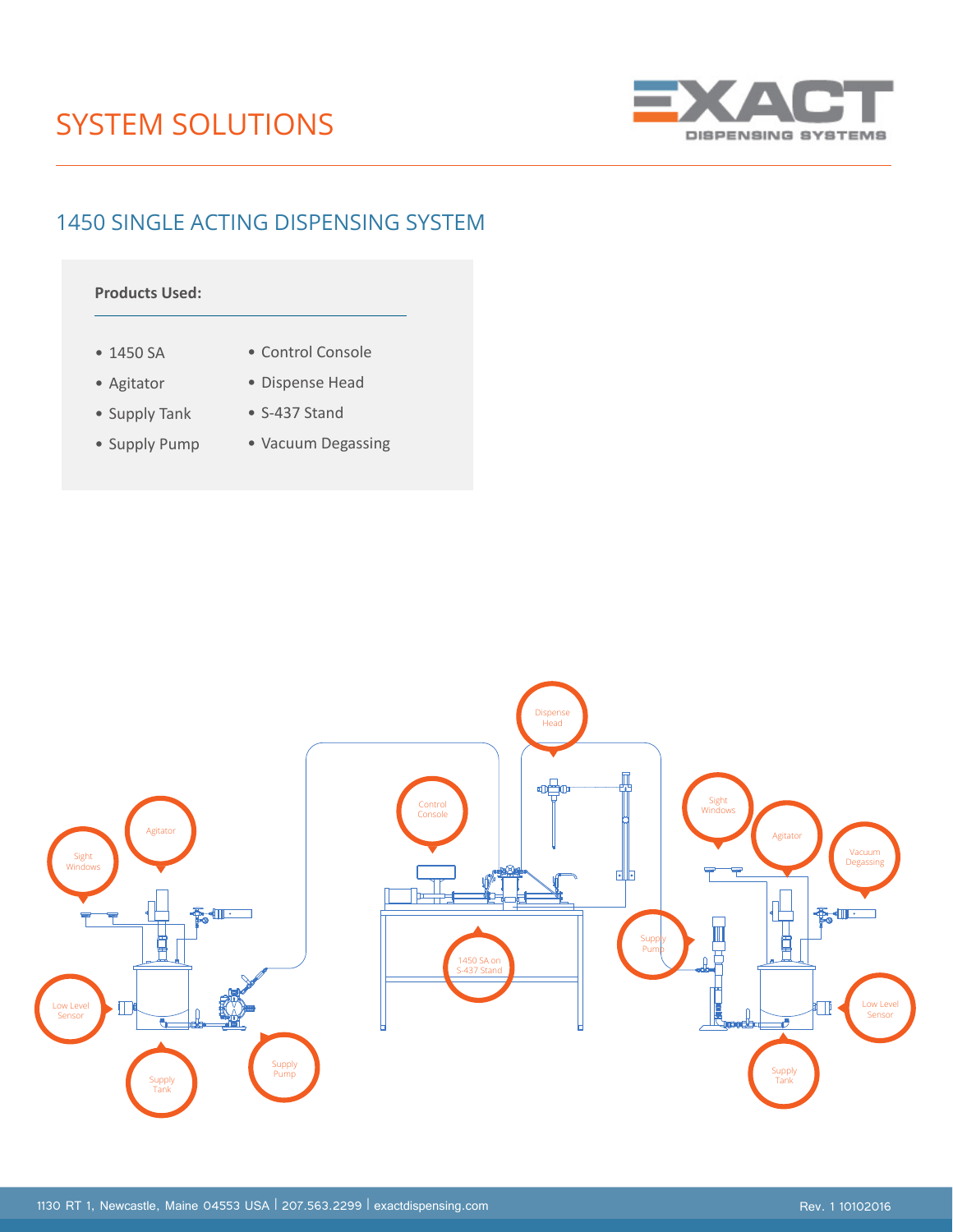# SYSTEM SOLUTIONS

## 1450 SINGLE ACTING DISPENSING SYSTEM

**Products Used:**

- 1450 SA
- Agitator
- Supply Tank
- Supply Pump
- Control Console
- Dispense Head
- S-437 Stand
- Vacuum Degassing

Dispense Head

Control Console

Sight Windows

Agitator

Vacuum Degassing

Sight Windows

Agitator

Supply Pump

1450 SA on S-437 Stand

Low Level Sensor

Low Level Sensor

Supply Pump

Supply Tank

Supply Tank